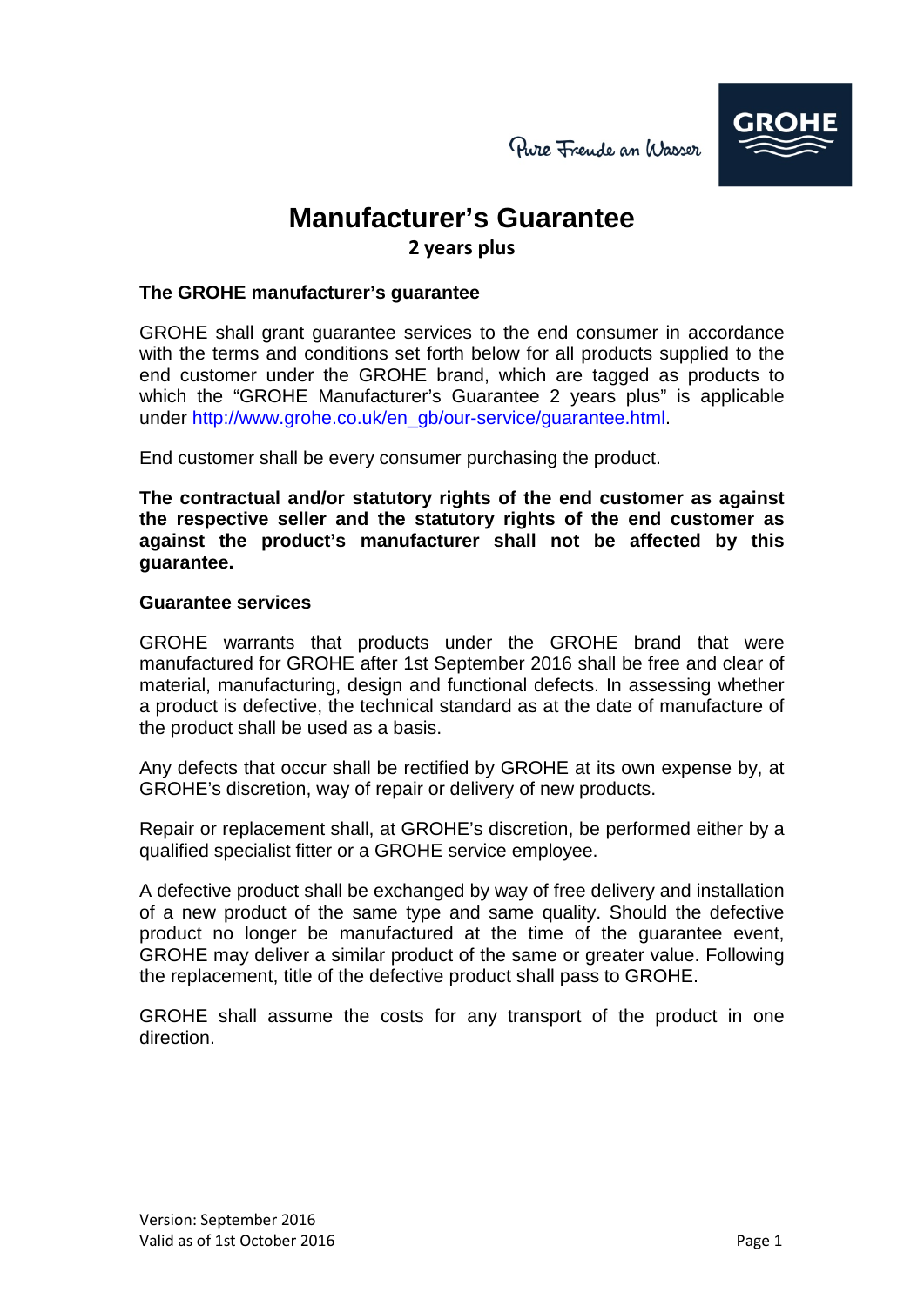Pure Freude an Wasser

GROHE

# Manufacturer's Guarantee

## 2 years plus

### The GROHE manufacturer's guarantee

GROHE shall grant guarantee services to the end consumer in accordance with the terms and conditions set forth below for all products supplied to the end customer under the GROHE brand, which are tagged as products to which the "GROHE Manufacturer's Guarantee 2 years plus" is applicable under [http://www.grohe.co.uk/en_gb/our-service/guarantee.html](http://www.grohe.co.uk/en_gb/our-service/guarantee.html).

End customer shall be every consumer purchasing the product.

**The contractual and/or statutory rights of the end customer as against the respective seller and the statutory rights of the end customer as against the product's manufacturer shall not be affected by this guarantee.**

### Guarantee services

GROHE warrants that products under the GROHE brand that were manufactured for GROHE after 1st September 2016 shall be free and clear of material, manufacturing, design and functional defects. In assessing whether a product is defective, the technical standard as at the date of manufacture of the product shall be used as a basis.

Any defects that occur shall be rectified by GROHE at its own expense by, at GROHE's discretion, way of repair or delivery of new products.

Repair or replacement shall, at GROHE's discretion, be performed either by a qualified specialist fitter or a GROHE service employee.

A defective product shall be exchanged by way of free delivery and installation of a new product of the same type and same quality. Should the defective product no longer be manufactured at the time of the guarantee event, GROHE may deliver a similar product of the same or greater value. Following the replacement, title of the defective product shall pass to GROHE.

GROHE shall assume the costs for any transport of the product in one direction.

Version: September 2016
Valid as of 1st October 2016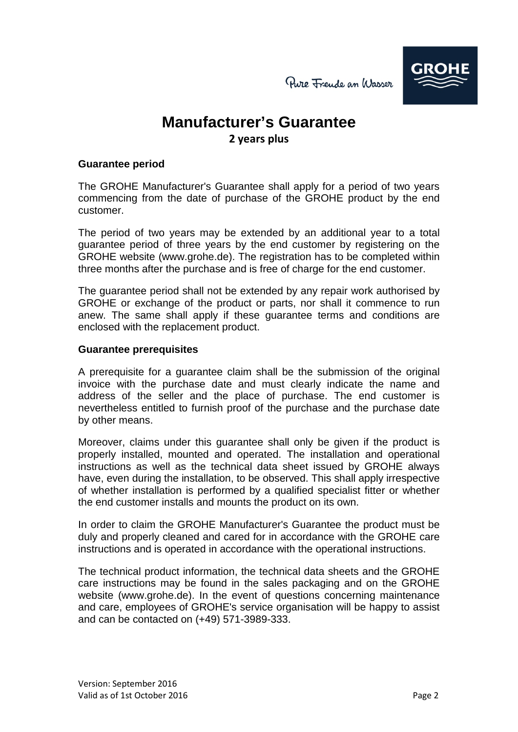# Manufacturer's Guarantee

**2 years plus**

### Guarantee period

The GROHE Manufacturer's Guarantee shall apply for a period of two years commencing from the date of purchase of the GROHE product by the end customer.

The period of two years may be extended by an additional year to a total guarantee period of three years by the end customer by registering on the GROHE website (www.grohe.de). The registration has to be completed within three months after the purchase and is free of charge for the end customer.

The guarantee period shall not be extended by any repair work authorised by GROHE or exchange of the product or parts, nor shall it commence to run anew. The same shall apply if these guarantee terms and conditions are enclosed with the replacement product.

### Guarantee prerequisites

A prerequisite for a guarantee claim shall be the submission of the original invoice with the purchase date and must clearly indicate the name and address of the seller and the place of purchase. The end customer is nevertheless entitled to furnish proof of the purchase and the purchase date by other means.

Moreover, claims under this guarantee shall only be given if the product is properly installed, mounted and operated. The installation and operational instructions as well as the technical data sheet issued by GROHE always have, even during the installation, to be observed. This shall apply irrespective of whether installation is performed by a qualified specialist fitter or whether the end customer installs and mounts the product on its own.

In order to claim the GROHE Manufacturer's Guarantee the product must be duly and properly cleaned and cared for in accordance with the GROHE care instructions and is operated in accordance with the operational instructions.

The technical product information, the technical data sheets and the GROHE care instructions may be found in the sales packaging and on the GROHE website (www.grohe.de). In the event of questions concerning maintenance and care, employees of GROHE's service organisation will be happy to assist and can be contacted on (+49) 571-3989-333.

Version: September 2016
Valid as of 1st October 2016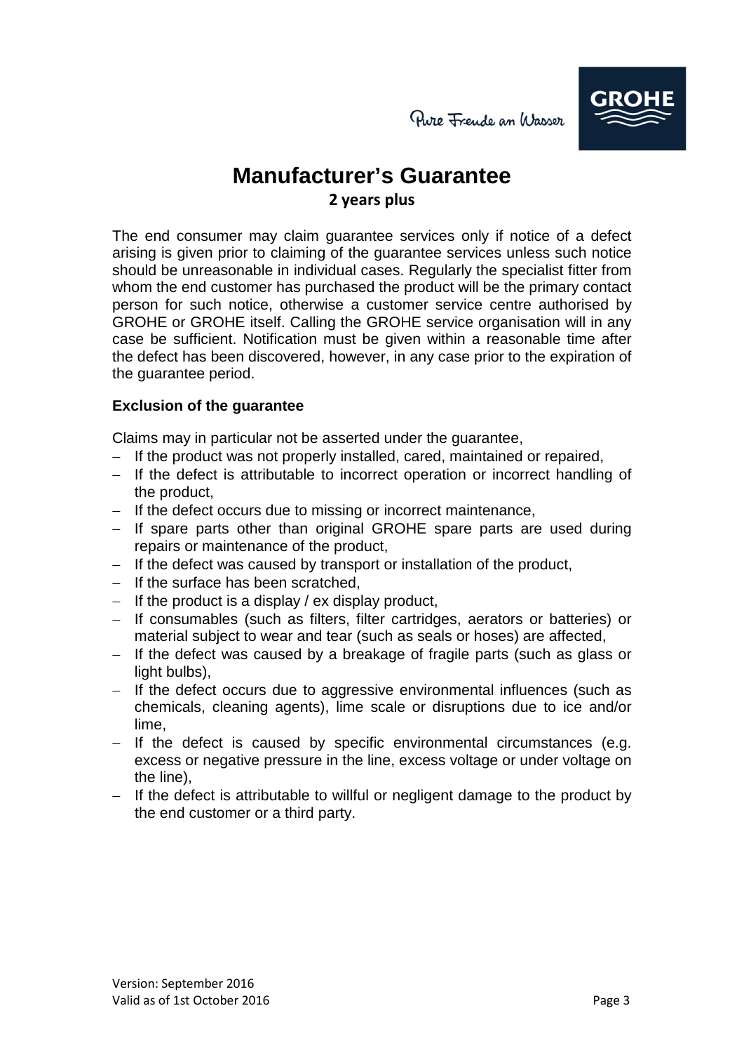# Manufacturer's Guarantee

## 2 years plus

The end consumer may claim guarantee services only if notice of a defect arising is given prior to claiming of the guarantee services unless such notice should be unreasonable in individual cases. Regularly the specialist fitter from whom the end customer has purchased the product will be the primary contact person for such notice, otherwise a customer service centre authorised by GROHE or GROHE itself. Calling the GROHE service organisation will in any case be sufficient. Notification must be given within a reasonable time after the defect has been discovered, however, in any case prior to the expiration of the guarantee period.

**Exclusion of the guarantee**

Claims may in particular not be asserted under the guarantee,

- If the product was not properly installed, cared, maintained or repaired,
- If the defect is attributable to incorrect operation or incorrect handling of the product,
- If the defect occurs due to missing or incorrect maintenance,
- If spare parts other than original GROHE spare parts are used during repairs or maintenance of the product,
- If the defect was caused by transport or installation of the product,
- If the surface has been scratched,
- If the product is a display / ex display product,
- If consumables (such as filters, filter cartridges, aerators or batteries) or material subject to wear and tear (such as seals or hoses) are affected,
- If the defect was caused by a breakage of fragile parts (such as glass or light bulbs),
- If the defect occurs due to aggressive environmental influences (such as chemicals, cleaning agents), lime scale or disruptions due to ice and/or lime,
- If the defect is caused by specific environmental circumstances (e.g. excess or negative pressure in the line, excess voltage or under voltage on the line),
- If the defect is attributable to willful or negligent damage to the product by the end customer or a third party.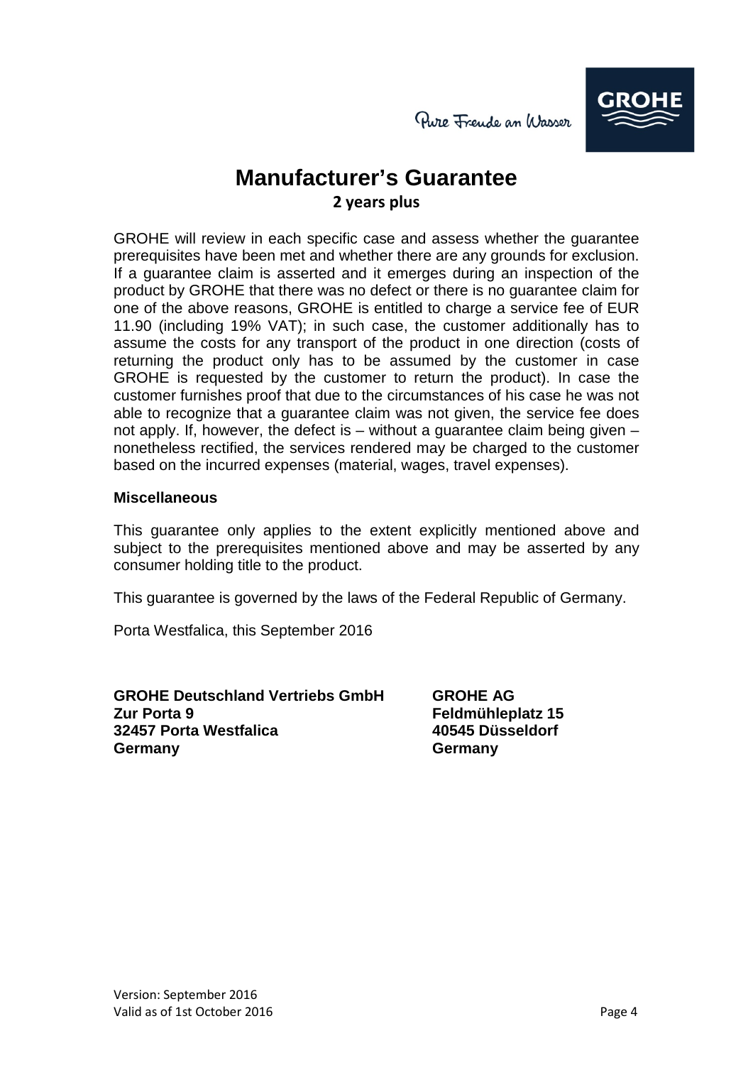Pure Freude an Wasser

# Manufacturer's Guarantee

**2 years plus**

GROHE will review in each specific case and assess whether the guarantee prerequisites have been met and whether there are any grounds for exclusion. If a guarantee claim is asserted and it emerges during an inspection of the product by GROHE that there was no defect or there is no guarantee claim for one of the above reasons, GROHE is entitled to charge a service fee of EUR 11.90 (including 19% VAT); in such case, the customer additionally has to assume the costs for any transport of the product in one direction (costs of returning the product only has to be assumed by the customer in case GROHE is requested by the customer to return the product). In case the customer furnishes proof that due to the circumstances of his case he was not able to recognize that a guarantee claim was not given, the service fee does not apply. If, however, the defect is – without a guarantee claim being given – nonetheless rectified, the services rendered may be charged to the customer based on the incurred expenses (material, wages, travel expenses).

**Miscellaneous**

This guarantee only applies to the extent explicitly mentioned above and subject to the prerequisites mentioned above and may be asserted by any consumer holding title to the product.

This guarantee is governed by the laws of the Federal Republic of Germany.

Porta Westfalica, this September 2016

**GROHE Deutschland Vertriebs GmbH**
**Zur Porta 9**
**32457 Porta Westfalica**
**Germany**

**GROHE AG**
**Feldmühleplatz 15**
**40545 Düsseldorf**
**Germany**

Version: September 2016
Valid as of 1st October 2016